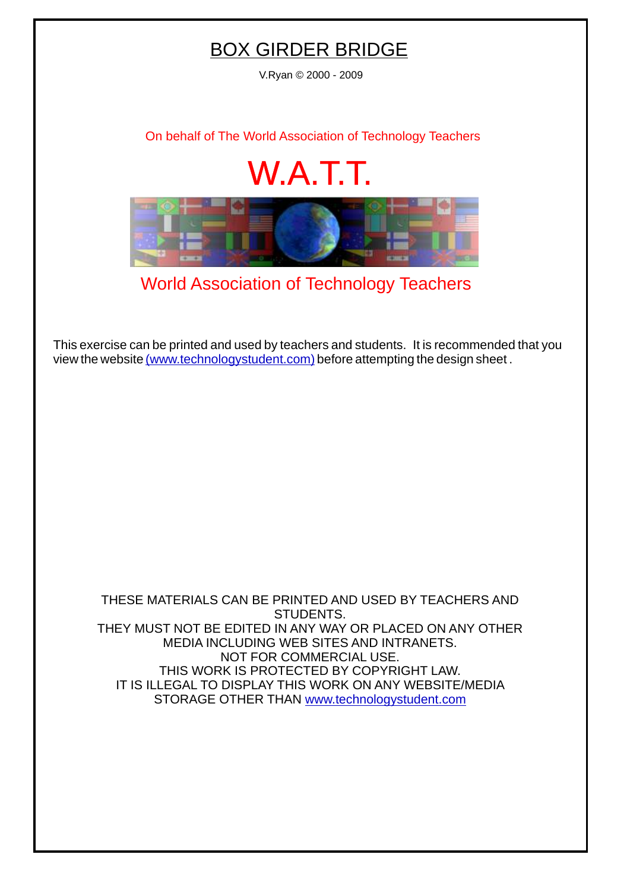# BOX GIRDER BRIDGE

V.Ryan © 2000 - 2009

On behalf of The World Association of Technology Teachers

W.A.T.T.

World Association of Technology Teachers

This exercise can be printed and used by teachers and students. It is recommended that you view the website (www.technologystudent.com) before attempting the design sheet .

THESE MATERIALS CAN BE PRINTED AND USED BY TEACHERS AND STUDENTS.
THEY MUST NOT BE EDITED IN ANY WAY OR PLACED ON ANY OTHER MEDIA INCLUDING WEB SITES AND INTRANETS.
NOT FOR COMMERCIAL USE.
THIS WORK IS PROTECTED BY COPYRIGHT LAW.
IT IS ILLEGAL TO DISPLAY THIS WORK ON ANY WEBSITE/MEDIA STORAGE OTHER THAN www.technologystudent.com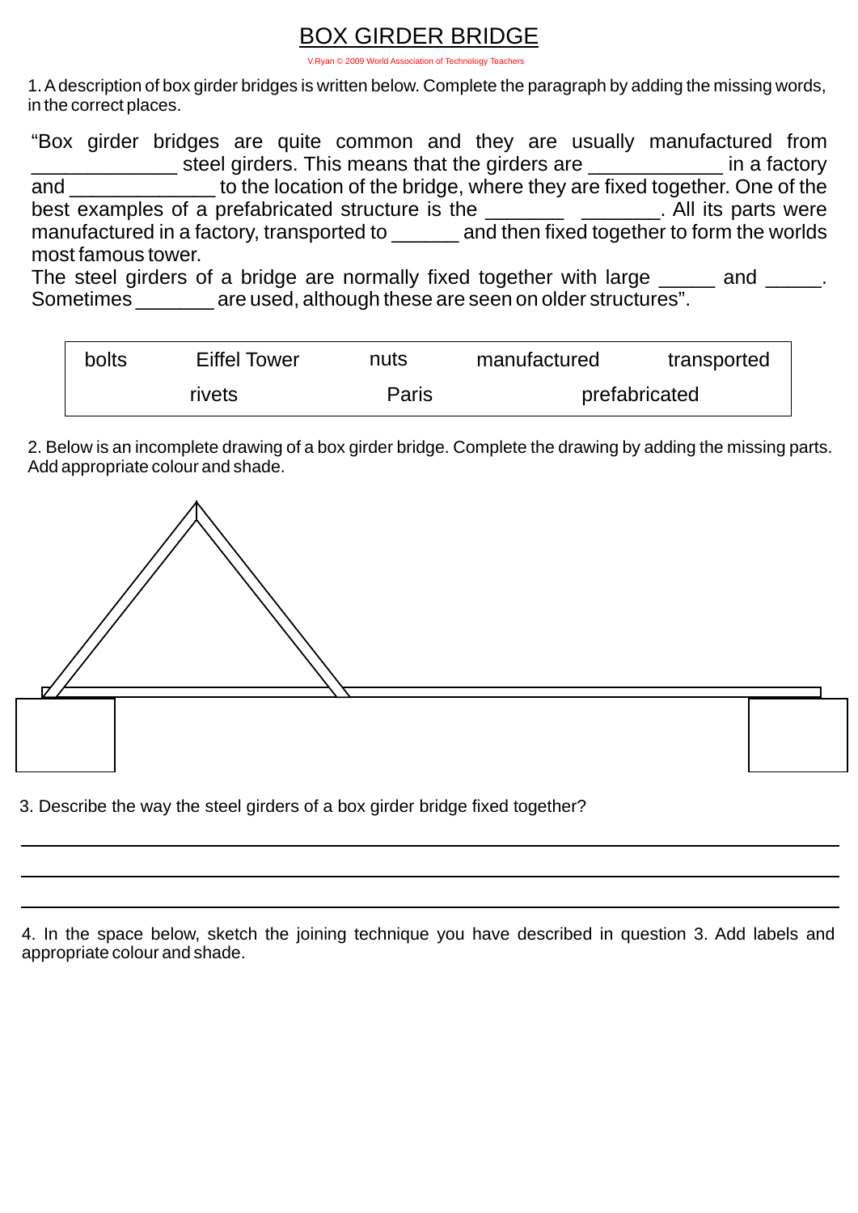# BOX GIRDER BRIDGE

V.Ryan © 2009 World Association of Technology Teachers

1. A description of box girder bridges is written below. Complete the paragraph by adding the missing words, in the correct places.

"Box girder bridges are quite common and they are usually manufactured from _____________ steel girders. This means that the girders are ____________ in a factory and _____________ to the location of the bridge, where they are fixed together. One of the best examples of a prefabricated structure is the _______ _______. All its parts were manufactured in a factory, transported to ______ and then fixed together to form the worlds most famous tower.
The steel girders of a bridge are normally fixed together with large _____ and _____. Sometimes _______ are used, although these are seen on older structures".

| | | | | |
|---|---|---|---|---|
| bolts | Eiffel Tower | nuts | manufactured | transported |
| | rivets | Paris | prefabricated | |

2. Below is an incomplete drawing of a box girder bridge. Complete the drawing by adding the missing parts. Add appropriate colour and shade.

3. Describe the way the steel girders of a box girder bridge fixed together?

___

___

___

4. In the space below, sketch the joining technique you have described in question 3. Add labels and appropriate colour and shade.